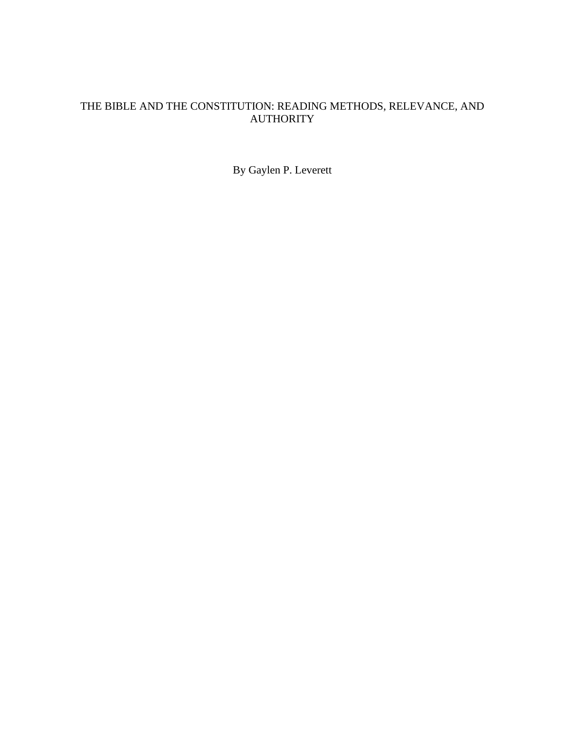# THE BIBLE AND THE CONSTITUTION: READING METHODS, RELEVANCE, AND AUTHORITY

By Gaylen P. Leverett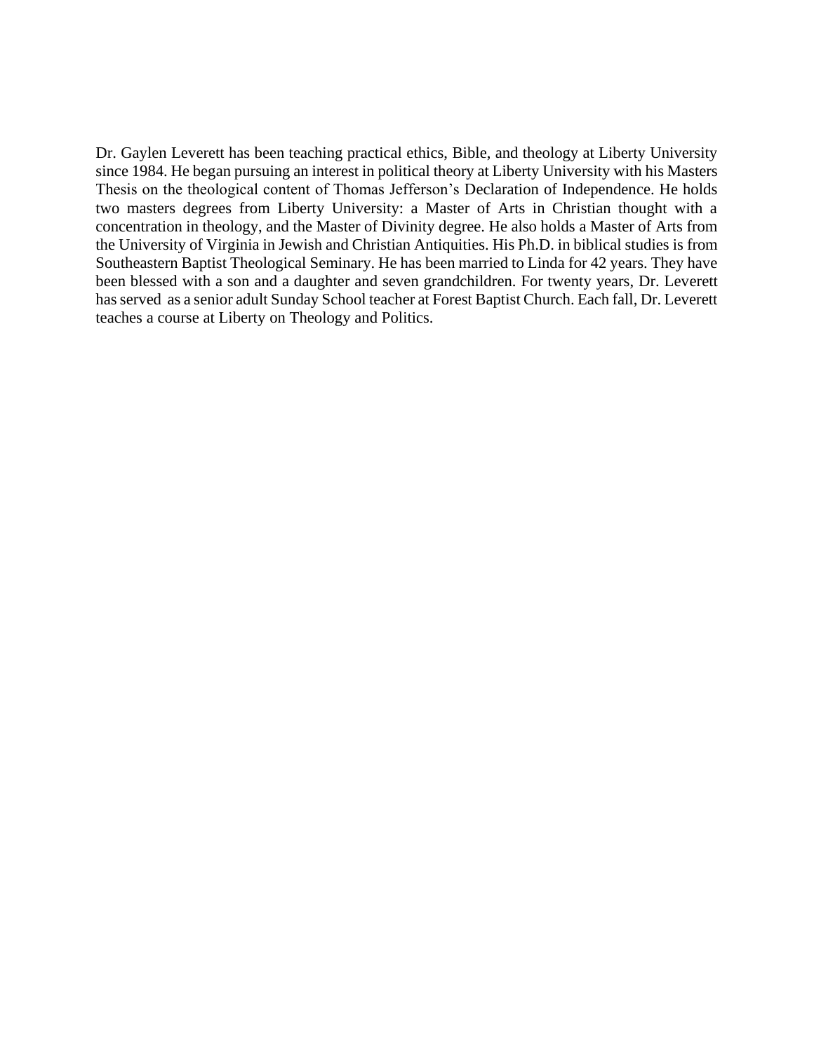Dr. Gaylen Leverett has been teaching practical ethics, Bible, and theology at Liberty University since 1984. He began pursuing an interest in political theory at Liberty University with his Masters Thesis on the theological content of Thomas Jefferson's Declaration of Independence. He holds two masters degrees from Liberty University: a Master of Arts in Christian thought with a concentration in theology, and the Master of Divinity degree. He also holds a Master of Arts from the University of Virginia in Jewish and Christian Antiquities. His Ph.D. in biblical studies is from Southeastern Baptist Theological Seminary. He has been married to Linda for 42 years. They have been blessed with a son and a daughter and seven grandchildren. For twenty years, Dr. Leverett has served as a senior adult Sunday School teacher at Forest Baptist Church. Each fall, Dr. Leverett teaches a course at Liberty on Theology and Politics.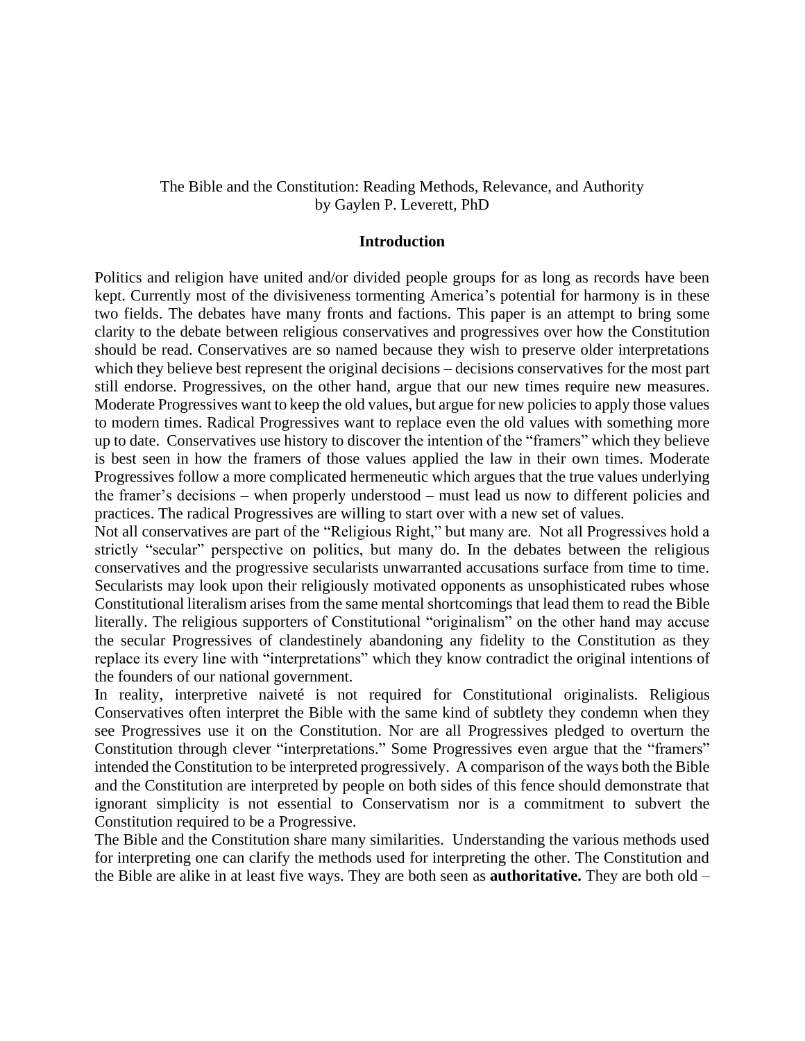The Bible and the Constitution: Reading Methods, Relevance, and Authority
by Gaylen P. Leverett, PhD

## Introduction

Politics and religion have united and/or divided people groups for as long as records have been kept. Currently most of the divisiveness tormenting America's potential for harmony is in these two fields. The debates have many fronts and factions. This paper is an attempt to bring some clarity to the debate between religious conservatives and progressives over how the Constitution should be read. Conservatives are so named because they wish to preserve older interpretations which they believe best represent the original decisions – decisions conservatives for the most part still endorse. Progressives, on the other hand, argue that our new times require new measures. Moderate Progressives want to keep the old values, but argue for new policies to apply those values to modern times. Radical Progressives want to replace even the old values with something more up to date. Conservatives use history to discover the intention of the "framers" which they believe is best seen in how the framers of those values applied the law in their own times. Moderate Progressives follow a more complicated hermeneutic which argues that the true values underlying the framer's decisions – when properly understood – must lead us now to different policies and practices. The radical Progressives are willing to start over with a new set of values.

Not all conservatives are part of the "Religious Right," but many are. Not all Progressives hold a strictly "secular" perspective on politics, but many do. In the debates between the religious conservatives and the progressive secularists unwarranted accusations surface from time to time. Secularists may look upon their religiously motivated opponents as unsophisticated rubes whose Constitutional literalism arises from the same mental shortcomings that lead them to read the Bible literally. The religious supporters of Constitutional "originalism" on the other hand may accuse the secular Progressives of clandestinely abandoning any fidelity to the Constitution as they replace its every line with "interpretations" which they know contradict the original intentions of the founders of our national government.

In reality, interpretive naiveté is not required for Constitutional originalists. Religious Conservatives often interpret the Bible with the same kind of subtlety they condemn when they see Progressives use it on the Constitution. Nor are all Progressives pledged to overturn the Constitution through clever "interpretations." Some Progressives even argue that the "framers" intended the Constitution to be interpreted progressively. A comparison of the ways both the Bible and the Constitution are interpreted by people on both sides of this fence should demonstrate that ignorant simplicity is not essential to Conservatism nor is a commitment to subvert the Constitution required to be a Progressive.

The Bible and the Constitution share many similarities. Understanding the various methods used for interpreting one can clarify the methods used for interpreting the other. The Constitution and the Bible are alike in at least five ways. They are both seen as **authoritative.** They are both old –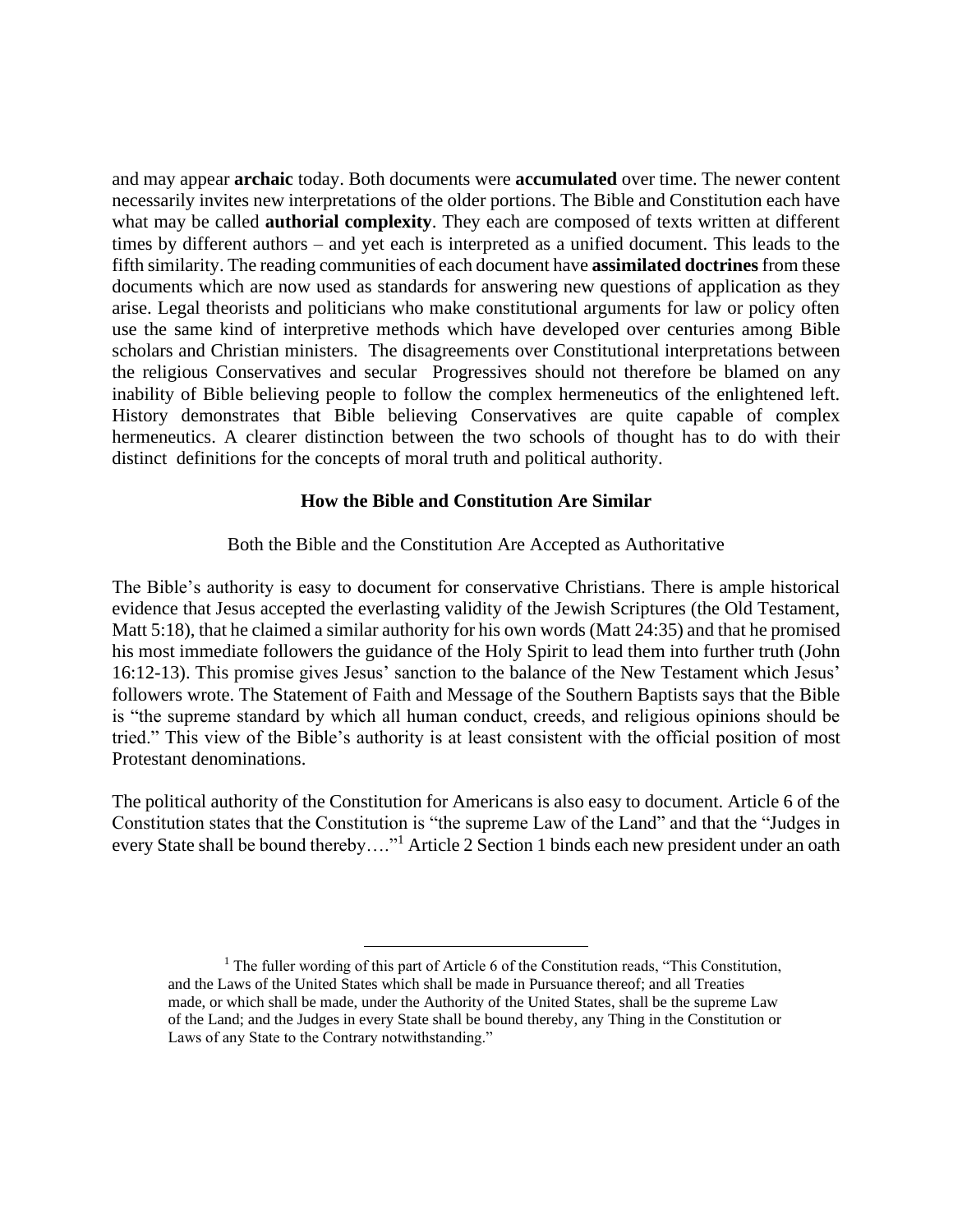and may appear **archaic** today. Both documents were **accumulated** over time. The newer content necessarily invites new interpretations of the older portions. The Bible and Constitution each have what may be called **authorial complexity**. They each are composed of texts written at different times by different authors – and yet each is interpreted as a unified document. This leads to the fifth similarity. The reading communities of each document have **assimilated doctrines** from these documents which are now used as standards for answering new questions of application as they arise. Legal theorists and politicians who make constitutional arguments for law or policy often use the same kind of interpretive methods which have developed over centuries among Bible scholars and Christian ministers. The disagreements over Constitutional interpretations between the religious Conservatives and secular Progressives should not therefore be blamed on any inability of Bible believing people to follow the complex hermeneutics of the enlightened left. History demonstrates that Bible believing Conservatives are quite capable of complex hermeneutics. A clearer distinction between the two schools of thought has to do with their distinct definitions for the concepts of moral truth and political authority.

## How the Bible and Constitution Are Similar

### Both the Bible and the Constitution Are Accepted as Authoritative

The Bible's authority is easy to document for conservative Christians. There is ample historical evidence that Jesus accepted the everlasting validity of the Jewish Scriptures (the Old Testament, Matt 5:18), that he claimed a similar authority for his own words (Matt 24:35) and that he promised his most immediate followers the guidance of the Holy Spirit to lead them into further truth (John 16:12-13). This promise gives Jesus' sanction to the balance of the New Testament which Jesus' followers wrote. The Statement of Faith and Message of the Southern Baptists says that the Bible is "the supreme standard by which all human conduct, creeds, and religious opinions should be tried." This view of the Bible's authority is at least consistent with the official position of most Protestant denominations.

The political authority of the Constitution for Americans is also easy to document. Article 6 of the Constitution states that the Constitution is "the supreme Law of the Land" and that the "Judges in every State shall be bound thereby…."[1] Article 2 Section 1 binds each new president under an oath

[1] The fuller wording of this part of Article 6 of the Constitution reads, "This Constitution, and the Laws of the United States which shall be made in Pursuance thereof; and all Treaties made, or which shall be made, under the Authority of the United States, shall be the supreme Law of the Land; and the Judges in every State shall be bound thereby, any Thing in the Constitution or Laws of any State to the Contrary notwithstanding."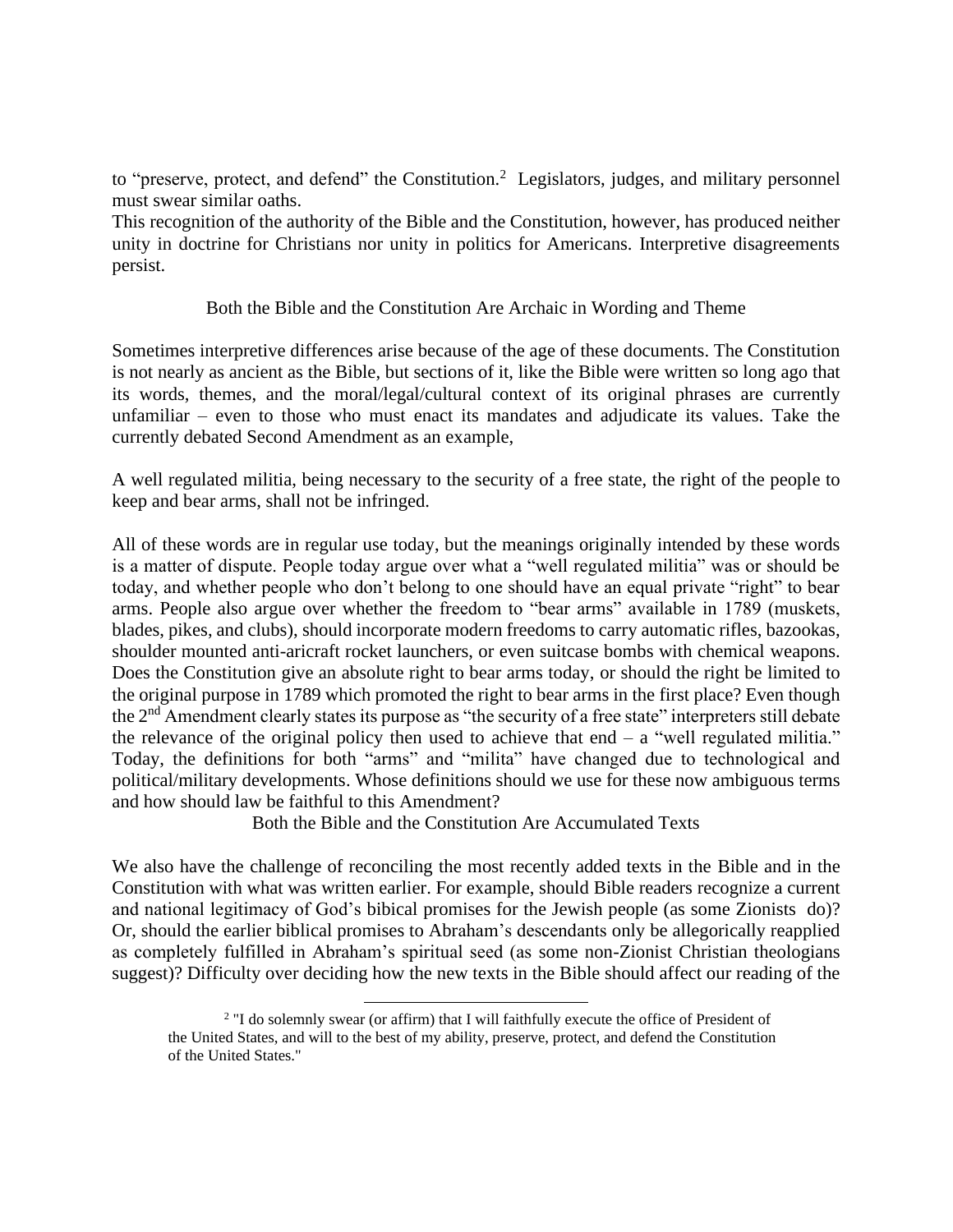to “preserve, protect, and defend” the Constitution.[2] Legislators, judges, and military personnel must swear similar oaths.

This recognition of the authority of the Bible and the Constitution, however, has produced neither unity in doctrine for Christians nor unity in politics for Americans. Interpretive disagreements persist.

## Both the Bible and the Constitution Are Archaic in Wording and Theme

Sometimes interpretive differences arise because of the age of these documents. The Constitution is not nearly as ancient as the Bible, but sections of it, like the Bible were written so long ago that its words, themes, and the moral/legal/cultural context of its original phrases are currently unfamiliar – even to those who must enact its mandates and adjudicate its values. Take the currently debated Second Amendment as an example,

A well regulated militia, being necessary to the security of a free state, the right of the people to keep and bear arms, shall not be infringed.

All of these words are in regular use today, but the meanings originally intended by these words is a matter of dispute. People today argue over what a “well regulated militia” was or should be today, and whether people who don’t belong to one should have an equal private “right” to bear arms. People also argue over whether the freedom to “bear arms” available in 1789 (muskets, blades, pikes, and clubs), should incorporate modern freedoms to carry automatic rifles, bazookas, shoulder mounted anti-aricraft rocket launchers, or even suitcase bombs with chemical weapons. Does the Constitution give an absolute right to bear arms today, or should the right be limited to the original purpose in 1789 which promoted the right to bear arms in the first place? Even though the 2nd Amendment clearly states its purpose as “the security of a free state” interpreters still debate the relevance of the original policy then used to achieve that end – a “well regulated militia.” Today, the definitions for both “arms” and “milita” have changed due to technological and political/military developments. Whose definitions should we use for these now ambiguous terms and how should law be faithful to this Amendment?

## Both the Bible and the Constitution Are Accumulated Texts

We also have the challenge of reconciling the most recently added texts in the Bible and in the Constitution with what was written earlier. For example, should Bible readers recognize a current and national legitimacy of God’s bibical promises for the Jewish people (as some Zionists do)? Or, should the earlier biblical promises to Abraham’s descendants only be allegorically reapplied as completely fulfilled in Abraham’s spiritual seed (as some non-Zionist Christian theologians suggest)? Difficulty over deciding how the new texts in the Bible should affect our reading of the

---

[2] "I do solemnly swear (or affirm) that I will faithfully execute the office of President of the United States, and will to the best of my ability, preserve, protect, and defend the Constitution of the United States."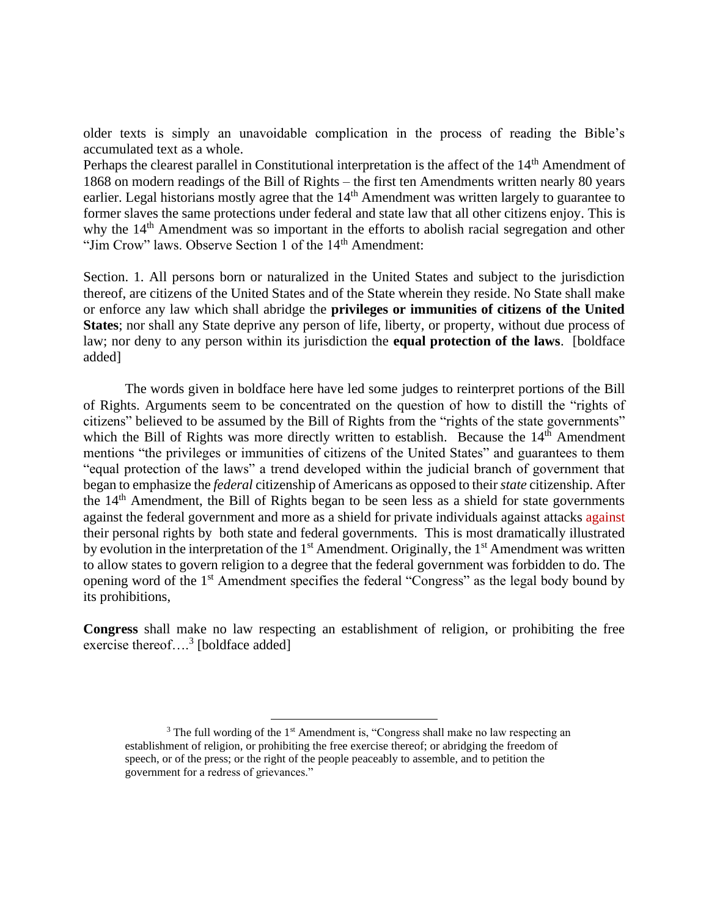older texts is simply an unavoidable complication in the process of reading the Bible's accumulated text as a whole.

Perhaps the clearest parallel in Constitutional interpretation is the affect of the 14th Amendment of 1868 on modern readings of the Bill of Rights – the first ten Amendments written nearly 80 years earlier. Legal historians mostly agree that the 14th Amendment was written largely to guarantee to former slaves the same protections under federal and state law that all other citizens enjoy. This is why the 14th Amendment was so important in the efforts to abolish racial segregation and other "Jim Crow" laws. Observe Section 1 of the 14th Amendment:

Section. 1. All persons born or naturalized in the United States and subject to the jurisdiction thereof, are citizens of the United States and of the State wherein they reside. No State shall make or enforce any law which shall abridge the **privileges or immunities of citizens of the United States**; nor shall any State deprive any person of life, liberty, or property, without due process of law; nor deny to any person within its jurisdiction the **equal protection of the laws**. [boldface added]

The words given in boldface here have led some judges to reinterpret portions of the Bill of Rights. Arguments seem to be concentrated on the question of how to distill the "rights of citizens" believed to be assumed by the Bill of Rights from the "rights of the state governments" which the Bill of Rights was more directly written to establish. Because the 14th Amendment mentions "the privileges or immunities of citizens of the United States" and guarantees to them "equal protection of the laws" a trend developed within the judicial branch of government that began to emphasize the *federal* citizenship of Americans as opposed to their *state* citizenship. After the 14th Amendment, the Bill of Rights began to be seen less as a shield for state governments against the federal government and more as a shield for private individuals against attacks against their personal rights by both state and federal governments. This is most dramatically illustrated by evolution in the interpretation of the 1st Amendment. Originally, the 1st Amendment was written to allow states to govern religion to a degree that the federal government was forbidden to do. The opening word of the 1st Amendment specifies the federal "Congress" as the legal body bound by its prohibitions,

**Congress** shall make no law respecting an establishment of religion, or prohibiting the free exercise thereof….[3] [boldface added]

[3] The full wording of the 1st Amendment is, "Congress shall make no law respecting an establishment of religion, or prohibiting the free exercise thereof; or abridging the freedom of speech, or of the press; or the right of the people peaceably to assemble, and to petition the government for a redress of grievances."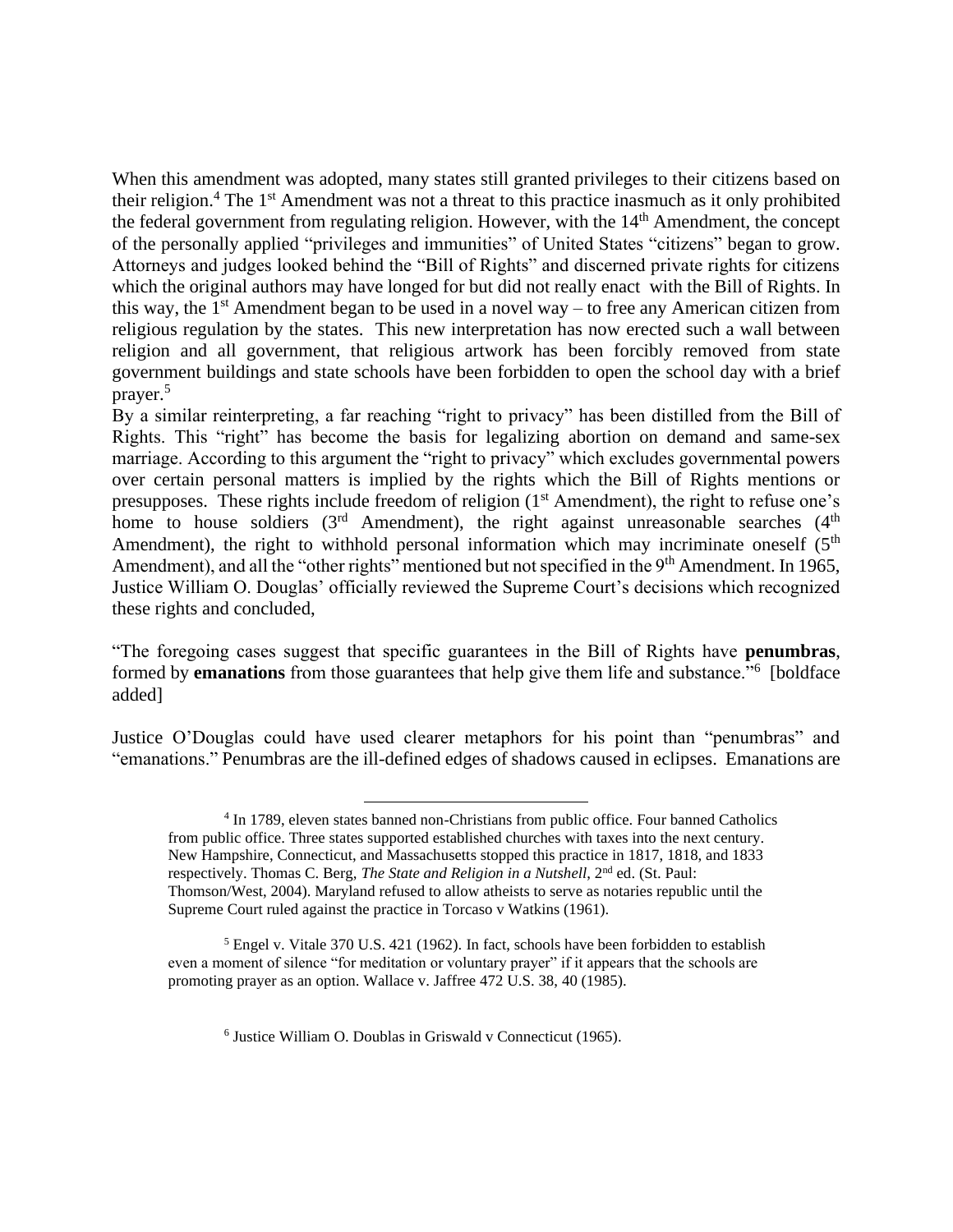When this amendment was adopted, many states still granted privileges to their citizens based on their religion.[4] The 1st Amendment was not a threat to this practice inasmuch as it only prohibited the federal government from regulating religion. However, with the 14th Amendment, the concept of the personally applied "privileges and immunities" of United States "citizens" began to grow. Attorneys and judges looked behind the "Bill of Rights" and discerned private rights for citizens which the original authors may have longed for but did not really enact with the Bill of Rights. In this way, the 1st Amendment began to be used in a novel way – to free any American citizen from religious regulation by the states. This new interpretation has now erected such a wall between religion and all government, that religious artwork has been forcibly removed from state government buildings and state schools have been forbidden to open the school day with a brief prayer.[5]

By a similar reinterpreting, a far reaching "right to privacy" has been distilled from the Bill of Rights. This "right" has become the basis for legalizing abortion on demand and same-sex marriage. According to this argument the "right to privacy" which excludes governmental powers over certain personal matters is implied by the rights which the Bill of Rights mentions or presupposes. These rights include freedom of religion (1st Amendment), the right to refuse one's home to house soldiers (3rd Amendment), the right against unreasonable searches (4th Amendment), the right to withhold personal information which may incriminate oneself (5th Amendment), and all the "other rights" mentioned but not specified in the 9th Amendment. In 1965, Justice William O. Douglas' officially reviewed the Supreme Court's decisions which recognized these rights and concluded,

"The foregoing cases suggest that specific guarantees in the Bill of Rights have **penumbras**, formed by **emanations** from those guarantees that help give them life and substance."[6] [boldface added]

Justice O'Douglas could have used clearer metaphors for his point than "penumbras" and "emanations." Penumbras are the ill-defined edges of shadows caused in eclipses. Emanations are

---

[4] In 1789, eleven states banned non-Christians from public office. Four banned Catholics from public office. Three states supported established churches with taxes into the next century. New Hampshire, Connecticut, and Massachusetts stopped this practice in 1817, 1818, and 1833 respectively. Thomas C. Berg, *The State and Religion in a Nutshell*, 2nd ed. (St. Paul: Thomson/West, 2004). Maryland refused to allow atheists to serve as notaries republic until the Supreme Court ruled against the practice in Torcaso v Watkins (1961).

[5] Engel v. Vitale 370 U.S. 421 (1962). In fact, schools have been forbidden to establish even a moment of silence "for meditation or voluntary prayer" if it appears that the schools are promoting prayer as an option. Wallace v. Jaffree 472 U.S. 38, 40 (1985).

[6] Justice William O. Doublas in Griswald v Connecticut (1965).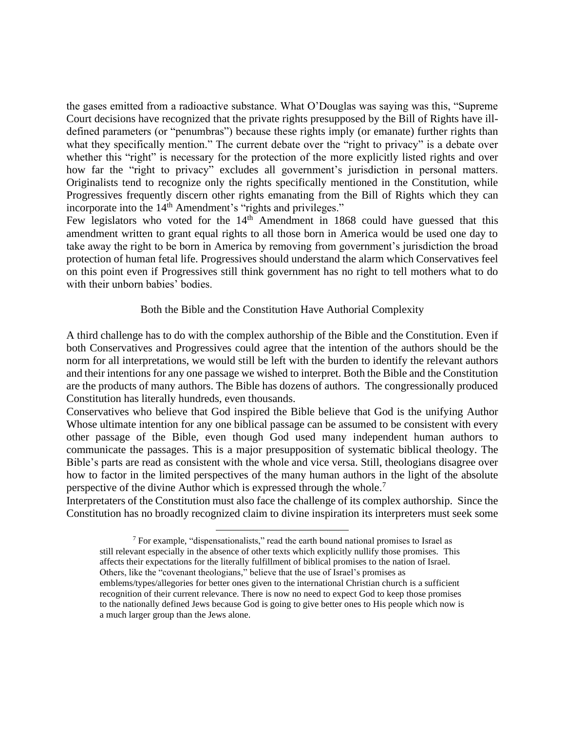the gases emitted from a radioactive substance. What O'Douglas was saying was this, "Supreme Court decisions have recognized that the private rights presupposed by the Bill of Rights have ill-defined parameters (or "penumbras") because these rights imply (or emanate) further rights than what they specifically mention." The current debate over the "right to privacy" is a debate over whether this "right" is necessary for the protection of the more explicitly listed rights and over how far the "right to privacy" excludes all government's jurisdiction in personal matters. Originalists tend to recognize only the rights specifically mentioned in the Constitution, while Progressives frequently discern other rights emanating from the Bill of Rights which they can incorporate into the 14th Amendment's "rights and privileges."

Few legislators who voted for the 14th Amendment in 1868 could have guessed that this amendment written to grant equal rights to all those born in America would be used one day to take away the right to be born in America by removing from government's jurisdiction the broad protection of human fetal life. Progressives should understand the alarm which Conservatives feel on this point even if Progressives still think government has no right to tell mothers what to do with their unborn babies' bodies.

## Both the Bible and the Constitution Have Authorial Complexity

A third challenge has to do with the complex authorship of the Bible and the Constitution. Even if both Conservatives and Progressives could agree that the intention of the authors should be the norm for all interpretations, we would still be left with the burden to identify the relevant authors and their intentions for any one passage we wished to interpret. Both the Bible and the Constitution are the products of many authors. The Bible has dozens of authors. The congressionally produced Constitution has literally hundreds, even thousands.

Conservatives who believe that God inspired the Bible believe that God is the unifying Author Whose ultimate intention for any one biblical passage can be assumed to be consistent with every other passage of the Bible, even though God used many independent human authors to communicate the passages. This is a major presupposition of systematic biblical theology. The Bible's parts are read as consistent with the whole and vice versa. Still, theologians disagree over how to factor in the limited perspectives of the many human authors in the light of the absolute perspective of the divine Author which is expressed through the whole.[7]

Interpretaters of the Constitution must also face the challenge of its complex authorship. Since the Constitution has no broadly recognized claim to divine inspiration its interpreters must seek some

[7] For example, "dispensationalists," read the earth bound national promises to Israel as still relevant especially in the absence of other texts which explicitly nullify those promises. This affects their expectations for the literally fulfillment of biblical promises to the nation of Israel. Others, like the "covenant theologians," believe that the use of Israel's promises as emblems/types/allegories for better ones given to the international Christian church is a sufficient recognition of their current relevance. There is now no need to expect God to keep those promises to the nationally defined Jews because God is going to give better ones to His people which now is a much larger group than the Jews alone.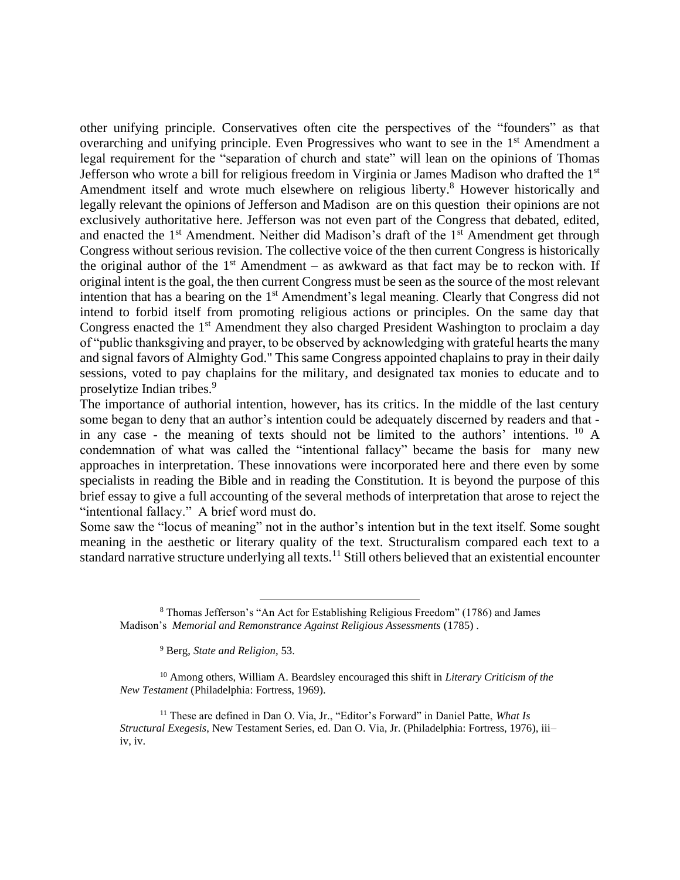other unifying principle. Conservatives often cite the perspectives of the "founders" as that overarching and unifying principle. Even Progressives who want to see in the 1st Amendment a legal requirement for the "separation of church and state" will lean on the opinions of Thomas Jefferson who wrote a bill for religious freedom in Virginia or James Madison who drafted the 1st Amendment itself and wrote much elsewhere on religious liberty.[8] However historically and legally relevant the opinions of Jefferson and Madison are on this question their opinions are not exclusively authoritative here. Jefferson was not even part of the Congress that debated, edited, and enacted the 1st Amendment. Neither did Madison's draft of the 1st Amendment get through Congress without serious revision. The collective voice of the then current Congress is historically the original author of the 1st Amendment – as awkward as that fact may be to reckon with. If original intent is the goal, the then current Congress must be seen as the source of the most relevant intention that has a bearing on the 1st Amendment's legal meaning. Clearly that Congress did not intend to forbid itself from promoting religious actions or principles. On the same day that Congress enacted the 1st Amendment they also charged President Washington to proclaim a day of "public thanksgiving and prayer, to be observed by acknowledging with grateful hearts the many and signal favors of Almighty God." This same Congress appointed chaplains to pray in their daily sessions, voted to pay chaplains for the military, and designated tax monies to educate and to proselytize Indian tribes.[9]

The importance of authorial intention, however, has its critics. In the middle of the last century some began to deny that an author's intention could be adequately discerned by readers and that - in any case - the meaning of texts should not be limited to the authors' intentions.[10] A condemnation of what was called the "intentional fallacy" became the basis for many new approaches in interpretation. These innovations were incorporated here and there even by some specialists in reading the Bible and in reading the Constitution. It is beyond the purpose of this brief essay to give a full accounting of the several methods of interpretation that arose to reject the "intentional fallacy." A brief word must do.

Some saw the "locus of meaning" not in the author's intention but in the text itself. Some sought meaning in the aesthetic or literary quality of the text. Structuralism compared each text to a standard narrative structure underlying all texts.[11] Still others believed that an existential encounter

---

[8] Thomas Jefferson's "An Act for Establishing Religious Freedom" (1786) and James Madison's *Memorial and Remonstrance Against Religious Assessments* (1785) .

[9] Berg, *State and Religion*, 53.

[10] Among others, William A. Beardsley encouraged this shift in *Literary Criticism of the New Testament* (Philadelphia: Fortress, 1969).

[11] These are defined in Dan O. Via, Jr., "Editor's Forward" in Daniel Patte, *What Is Structural Exegesis*, New Testament Series, ed. Dan O. Via, Jr. (Philadelphia: Fortress, 1976), iii–iv, iv.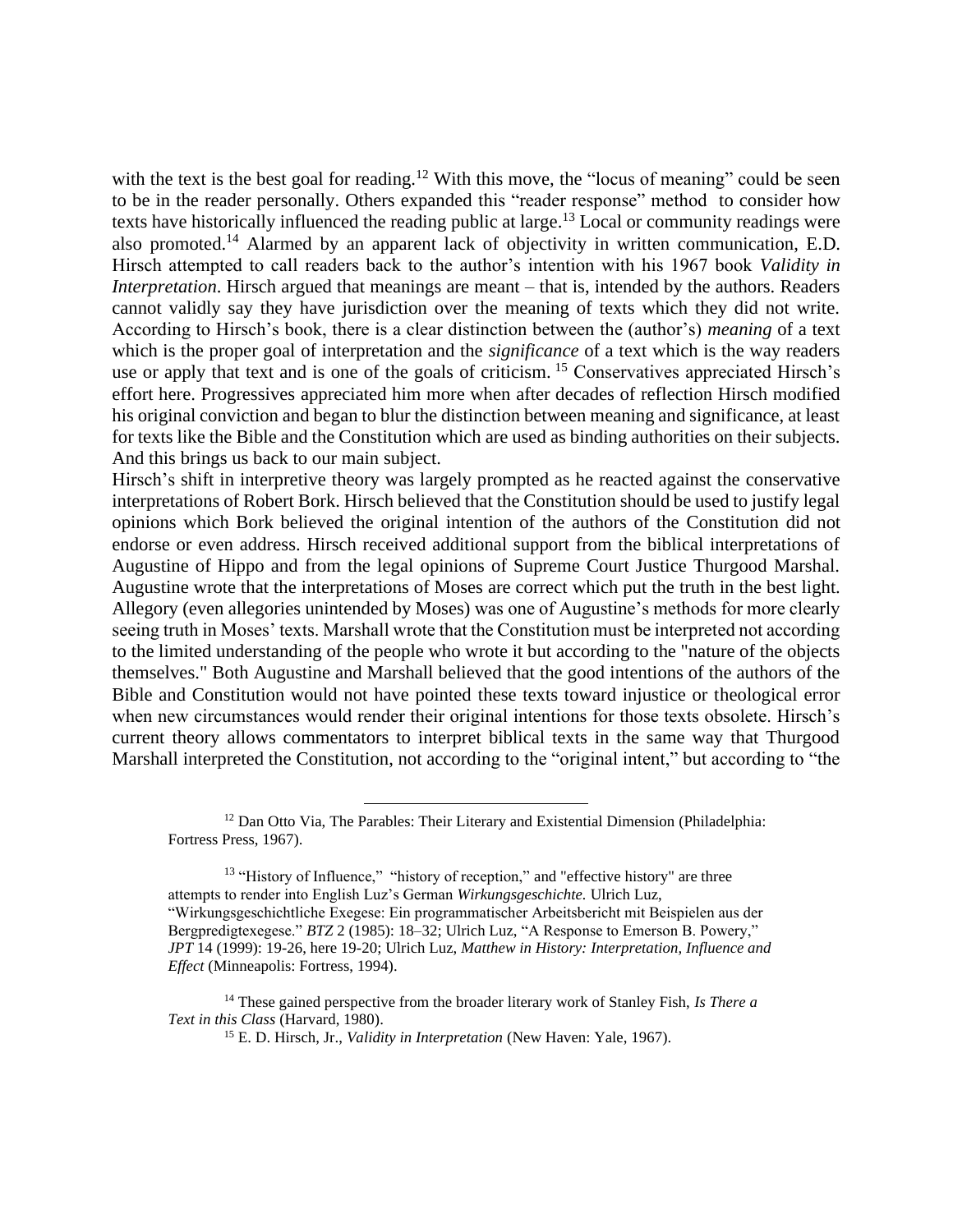with the text is the best goal for reading.[12] With this move, the "locus of meaning" could be seen to be in the reader personally. Others expanded this "reader response" method to consider how texts have historically influenced the reading public at large.[13] Local or community readings were also promoted.[14] Alarmed by an apparent lack of objectivity in written communication, E.D. Hirsch attempted to call readers back to the author's intention with his 1967 book *Validity in Interpretation*. Hirsch argued that meanings are meant – that is, intended by the authors. Readers cannot validly say they have jurisdiction over the meaning of texts which they did not write. According to Hirsch's book, there is a clear distinction between the (author's) *meaning* of a text which is the proper goal of interpretation and the *significance* of a text which is the way readers use or apply that text and is one of the goals of criticism. [15] Conservatives appreciated Hirsch's effort here. Progressives appreciated him more when after decades of reflection Hirsch modified his original conviction and began to blur the distinction between meaning and significance, at least for texts like the Bible and the Constitution which are used as binding authorities on their subjects. And this brings us back to our main subject.

Hirsch's shift in interpretive theory was largely prompted as he reacted against the conservative interpretations of Robert Bork. Hirsch believed that the Constitution should be used to justify legal opinions which Bork believed the original intention of the authors of the Constitution did not endorse or even address. Hirsch received additional support from the biblical interpretations of Augustine of Hippo and from the legal opinions of Supreme Court Justice Thurgood Marshal. Augustine wrote that the interpretations of Moses are correct which put the truth in the best light. Allegory (even allegories unintended by Moses) was one of Augustine's methods for more clearly seeing truth in Moses' texts. Marshall wrote that the Constitution must be interpreted not according to the limited understanding of the people who wrote it but according to the "nature of the objects themselves." Both Augustine and Marshall believed that the good intentions of the authors of the Bible and Constitution would not have pointed these texts toward injustice or theological error when new circumstances would render their original intentions for those texts obsolete. Hirsch's current theory allows commentators to interpret biblical texts in the same way that Thurgood Marshall interpreted the Constitution, not according to the "original intent," but according to "the

---

[12] Dan Otto Via, The Parables: Their Literary and Existential Dimension (Philadelphia: Fortress Press, 1967).

[13] "History of Influence," "history of reception," and "effective history" are three attempts to render into English Luz's German *Wirkungsgeschichte.* Ulrich Luz, "Wirkungsgeschichtliche Exegese: Ein programmatischer Arbeitsbericht mit Beispielen aus der Bergpredigtexegese." *BTZ* 2 (1985): 18–32; Ulrich Luz, "A Response to Emerson B. Powery," *JPT* 14 (1999): 19-26, here 19-20; Ulrich Luz, *Matthew in History: Interpretation, Influence and Effect* (Minneapolis: Fortress, 1994).

[14] These gained perspective from the broader literary work of Stanley Fish, *Is There a Text in this Class* (Harvard, 1980).

[15] E. D. Hirsch, Jr., *Validity in Interpretation* (New Haven: Yale, 1967).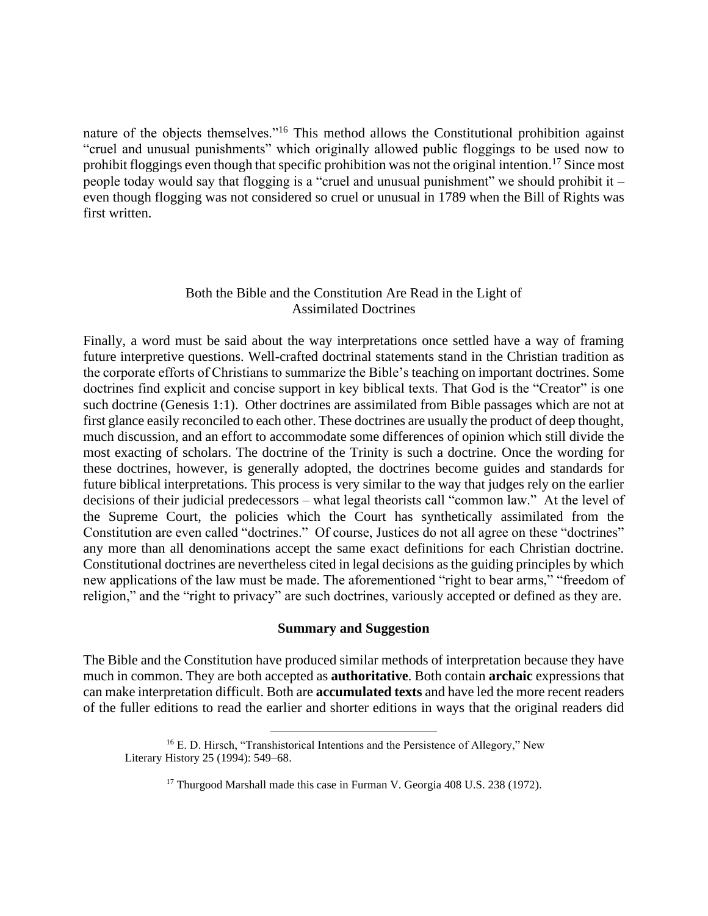nature of the objects themselves."[16] This method allows the Constitutional prohibition against "cruel and unusual punishments" which originally allowed public floggings to be used now to prohibit floggings even though that specific prohibition was not the original intention.[17] Since most people today would say that flogging is a "cruel and unusual punishment" we should prohibit it – even though flogging was not considered so cruel or unusual in 1789 when the Bill of Rights was first written.

### Both the Bible and the Constitution Are Read in the Light of Assimilated Doctrines

Finally, a word must be said about the way interpretations once settled have a way of framing future interpretive questions. Well-crafted doctrinal statements stand in the Christian tradition as the corporate efforts of Christians to summarize the Bible's teaching on important doctrines. Some doctrines find explicit and concise support in key biblical texts. That God is the "Creator" is one such doctrine (Genesis 1:1). Other doctrines are assimilated from Bible passages which are not at first glance easily reconciled to each other. These doctrines are usually the product of deep thought, much discussion, and an effort to accommodate some differences of opinion which still divide the most exacting of scholars. The doctrine of the Trinity is such a doctrine. Once the wording for these doctrines, however, is generally adopted, the doctrines become guides and standards for future biblical interpretations. This process is very similar to the way that judges rely on the earlier decisions of their judicial predecessors – what legal theorists call "common law." At the level of the Supreme Court, the policies which the Court has synthetically assimilated from the Constitution are even called "doctrines." Of course, Justices do not all agree on these "doctrines" any more than all denominations accept the same exact definitions for each Christian doctrine. Constitutional doctrines are nevertheless cited in legal decisions as the guiding principles by which new applications of the law must be made. The aforementioned "right to bear arms," "freedom of religion," and the "right to privacy" are such doctrines, variously accepted or defined as they are.

### Summary and Suggestion

The Bible and the Constitution have produced similar methods of interpretation because they have much in common. They are both accepted as **authoritative**. Both contain **archaic** expressions that can make interpretation difficult. Both are **accumulated texts** and have led the more recent readers of the fuller editions to read the earlier and shorter editions in ways that the original readers did

---

[16] E. D. Hirsch, "Transhistorical Intentions and the Persistence of Allegory," New Literary History 25 (1994): 549–68.

[17] Thurgood Marshall made this case in Furman V. Georgia 408 U.S. 238 (1972).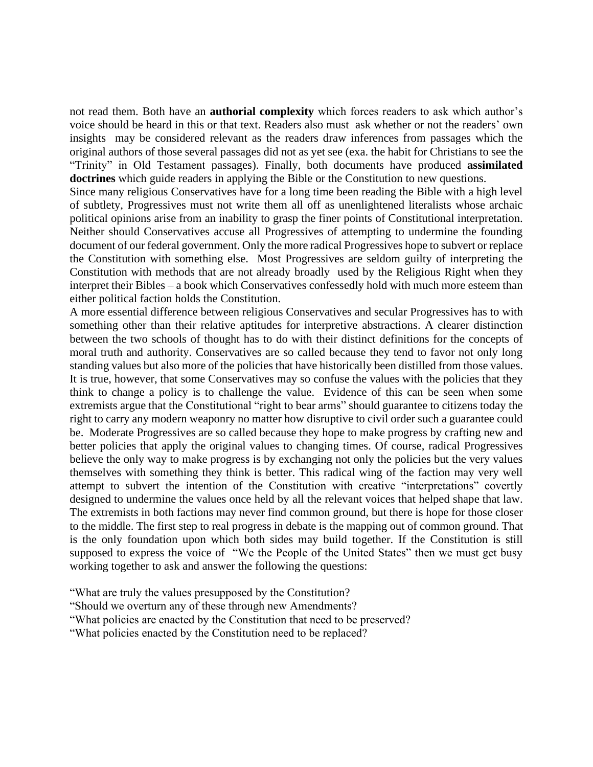not read them. Both have an **authorial complexity** which forces readers to ask which author's voice should be heard in this or that text. Readers also must ask whether or not the readers' own insights may be considered relevant as the readers draw inferences from passages which the original authors of those several passages did not as yet see (exa. the habit for Christians to see the "Trinity" in Old Testament passages). Finally, both documents have produced **assimilated doctrines** which guide readers in applying the Bible or the Constitution to new questions.

Since many religious Conservatives have for a long time been reading the Bible with a high level of subtlety, Progressives must not write them all off as unenlightened literalists whose archaic political opinions arise from an inability to grasp the finer points of Constitutional interpretation. Neither should Conservatives accuse all Progressives of attempting to undermine the founding document of our federal government. Only the more radical Progressives hope to subvert or replace the Constitution with something else. Most Progressives are seldom guilty of interpreting the Constitution with methods that are not already broadly used by the Religious Right when they interpret their Bibles – a book which Conservatives confessedly hold with much more esteem than either political faction holds the Constitution.

A more essential difference between religious Conservatives and secular Progressives has to with something other than their relative aptitudes for interpretive abstractions. A clearer distinction between the two schools of thought has to do with their distinct definitions for the concepts of moral truth and authority. Conservatives are so called because they tend to favor not only long standing values but also more of the policies that have historically been distilled from those values. It is true, however, that some Conservatives may so confuse the values with the policies that they think to change a policy is to challenge the value. Evidence of this can be seen when some extremists argue that the Constitutional "right to bear arms" should guarantee to citizens today the right to carry any modern weaponry no matter how disruptive to civil order such a guarantee could be. Moderate Progressives are so called because they hope to make progress by crafting new and better policies that apply the original values to changing times. Of course, radical Progressives believe the only way to make progress is by exchanging not only the policies but the very values themselves with something they think is better. This radical wing of the faction may very well attempt to subvert the intention of the Constitution with creative "interpretations" covertly designed to undermine the values once held by all the relevant voices that helped shape that law. The extremists in both factions may never find common ground, but there is hope for those closer to the middle. The first step to real progress in debate is the mapping out of common ground. That is the only foundation upon which both sides may build together. If the Constitution is still supposed to express the voice of "We the People of the United States" then we must get busy working together to ask and answer the following the questions:

"What are truly the values presupposed by the Constitution?

"Should we overturn any of these through new Amendments?

"What policies are enacted by the Constitution that need to be preserved?

"What policies enacted by the Constitution need to be replaced?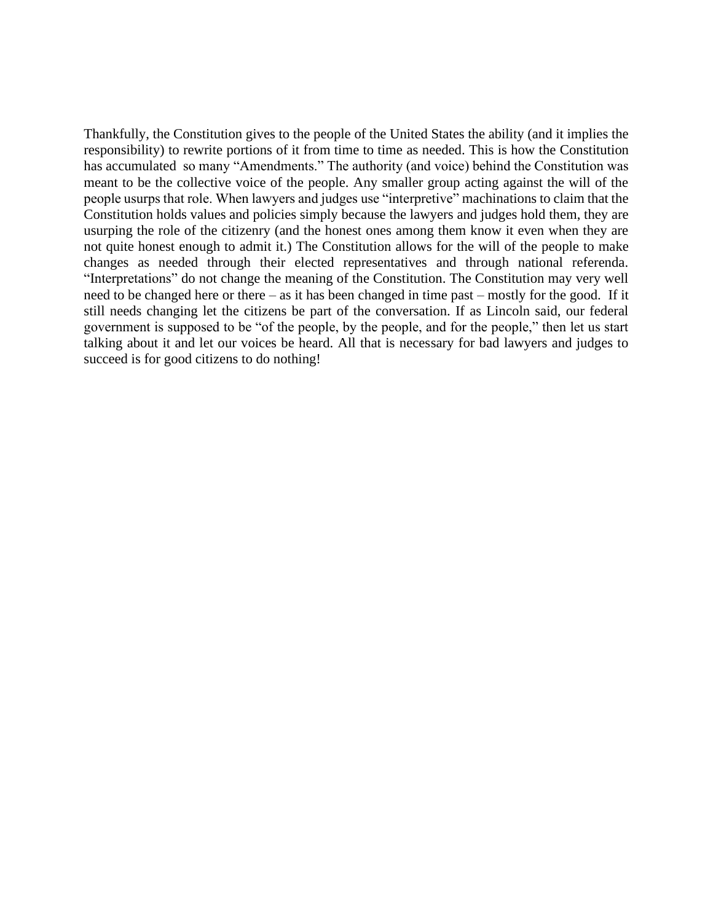Thankfully, the Constitution gives to the people of the United States the ability (and it implies the responsibility) to rewrite portions of it from time to time as needed. This is how the Constitution has accumulated so many "Amendments." The authority (and voice) behind the Constitution was meant to be the collective voice of the people. Any smaller group acting against the will of the people usurps that role. When lawyers and judges use "interpretive" machinations to claim that the Constitution holds values and policies simply because the lawyers and judges hold them, they are usurping the role of the citizenry (and the honest ones among them know it even when they are not quite honest enough to admit it.) The Constitution allows for the will of the people to make changes as needed through their elected representatives and through national referenda. "Interpretations" do not change the meaning of the Constitution. The Constitution may very well need to be changed here or there – as it has been changed in time past – mostly for the good. If it still needs changing let the citizens be part of the conversation. If as Lincoln said, our federal government is supposed to be "of the people, by the people, and for the people," then let us start talking about it and let our voices be heard. All that is necessary for bad lawyers and judges to succeed is for good citizens to do nothing!